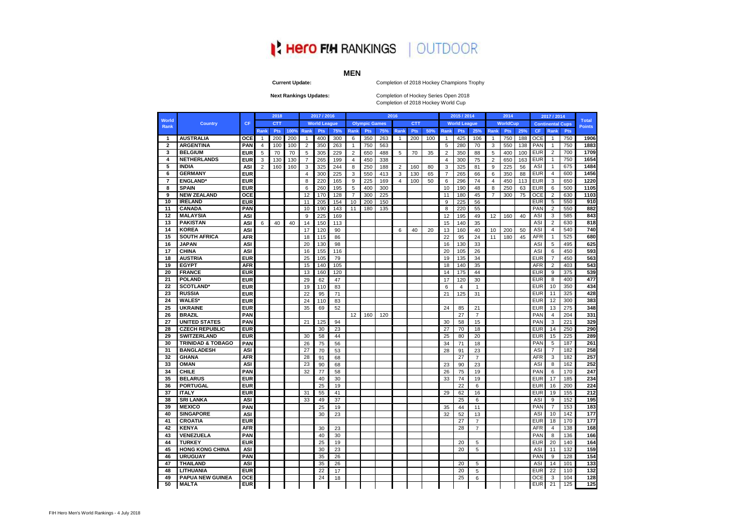# Hero FIH RANKINGS | OUTDOOR

## MEN

**Current Update:** Completion of 2018 Hockey Champions Trophy

**Next Rankings Updates:** Completion of Hockey Series Open 2018
Completion of 2018 Hockey World Cup

| World Rank | Country | CF | 2018 CTT | | | 2017 / 2016 World League | | | 2016 Olympic Games | | | 2016 CTT | | | 2015 / 2014 World League | | | 2014 WorldCup | | | 2017 / 2014 Continental Cups | | | Total Points |
|---|---|---|---|---|---|---|---|---|---|---|---|---|---|---|---|---|---|---|---|---|---|---|---|---|
| | | | Rank | Pts | 100% | Rank | Pts | 75% | Rank | Pts | 75% | Rank | Pts | 50% | Rank | Pts | 25% | Rank | Pts | 25% | CF | Rank | Pts | |
| 1 | AUSTRALIA | OCE | 1 | 200 | 200 | 1 | 400 | 300 | 6 | 350 | 263 | 1 | 200 | 100 | 1 | 425 | 106 | 1 | 750 | 188 | OCE | 1 | 750 | 1906 |
| 2 | ARGENTINA | PAN | 4 | 100 | 100 | 2 | 350 | 263 | 1 | 750 | 563 | | | | 5 | 280 | 70 | 3 | 550 | 138 | PAN | 1 | 750 | 1883 |
| 3 | BELGIUM | EUR | 5 | 70 | 70 | 5 | 305 | 229 | 2 | 650 | 488 | 5 | 70 | 35 | 2 | 350 | 88 | 5 | 400 | 100 | EUR | 2 | 700 | 1709 |
| 4 | NETHERLANDS | EUR | 3 | 130 | 130 | 7 | 265 | 199 | 4 | 450 | 338 | | | | 4 | 300 | 75 | 2 | 650 | 163 | EUR | 1 | 750 | 1654 |
| 5 | INDIA | ASI | 2 | 160 | 160 | 3 | 325 | 244 | 8 | 250 | 188 | 2 | 160 | 80 | 3 | 325 | 81 | 9 | 225 | 56 | ASI | 1 | 675 | 1484 |
| 6 | GERMANY | EUR | | | | 4 | 300 | 225 | 3 | 550 | 413 | 3 | 130 | 65 | 7 | 265 | 66 | 6 | 350 | 88 | EUR | 4 | 600 | 1456 |
| 7 | ENGLAND* | EUR | | | | 8 | 220 | 165 | 9 | 225 | 169 | 4 | 100 | 50 | 6 | 296 | 74 | 4 | 450 | 113 | EUR | 3 | 650 | 1220 |
| 8 | SPAIN | EUR | | | | 6 | 260 | 195 | 5 | 400 | 300 | | | | 10 | 190 | 48 | 8 | 250 | 63 | EUR | 6 | 500 | 1105 |
| 9 | NEW ZEALAND | OCE | | | | 12 | 170 | 128 | 7 | 300 | 225 | | | | 11 | 180 | 45 | 7 | 300 | 75 | OCE | 2 | 630 | 1103 |
| 10 | IRELAND | EUR | | | | 11 | 205 | 154 | 10 | 200 | 150 | | | | 9 | 225 | 56 | | | | EUR | 5 | 550 | 910 |
| 11 | CANADA | PAN | | | | 10 | 190 | 143 | 11 | 180 | 135 | | | | 8 | 220 | 55 | | | | PAN | 2 | 550 | 882 |
| 12 | MALAYSIA | ASI | | | | 9 | 225 | 169 | | | | | | | 12 | 195 | 49 | 12 | 160 | 40 | ASI | 3 | 585 | 843 |
| 13 | PAKISTAN | ASI | 6 | 40 | 40 | 14 | 150 | 113 | | | | | | | 15 | 140 | 35 | | | | ASI | 2 | 630 | 818 |
| 14 | KOREA | ASI | | | | 17 | 120 | 90 | | | | 6 | 40 | 20 | 13 | 160 | 40 | 10 | 200 | 50 | ASI | 4 | 540 | 740 |
| 15 | SOUTH AFRICA | AFR | | | | 18 | 115 | 86 | | | | | | | 22 | 95 | 24 | 11 | 180 | 45 | AFR | 1 | 525 | 680 |
| 16 | JAPAN | ASI | | | | 20 | 130 | 98 | | | | | | | 16 | 130 | 33 | | | | ASI | 5 | 495 | 625 |
| 17 | CHINA | ASI | | | | 16 | 155 | 116 | | | | | | | 20 | 105 | 26 | | | | ASI | 6 | 450 | 593 |
| 18 | AUSTRIA | EUR | | | | 25 | 105 | 79 | | | | | | | 19 | 135 | 34 | | | | EUR | 7 | 450 | 563 |
| 19 | EGYPT | AFR | | | | 15 | 140 | 105 | | | | | | | 18 | 140 | 35 | | | | AFR | 2 | 403 | 543 |
| 20 | FRANCE | EUR | | | | 13 | 160 | 120 | | | | | | | 14 | 175 | 44 | | | | EUR | 9 | 375 | 539 |
| 21 | POLAND | EUR | | | | 29 | 62 | 47 | | | | | | | 17 | 120 | 30 | | | | EUR | 8 | 400 | 477 |
| 22 | SCOTLAND* | EUR | | | | 19 | 110 | 83 | | | | | | | 6 | 4 | 1 | | | | EUR | 10 | 350 | 434 |
| 23 | RUSSIA | EUR | | | | 22 | 95 | 71 | | | | | | | 21 | 125 | 31 | | | | EUR | 11 | 325 | 428 |
| 24 | WALES* | EUR | | | | 24 | 110 | 83 | | | | | | | | | | | | | EUR | 12 | 300 | 383 |
| 25 | UKRAINE | EUR | | | | 35 | 69 | 52 | | | | | | | 24 | 85 | 21 | | | | EUR | 13 | 275 | 348 |
| 26 | BRAZIL | PAN | | | | | | | 12 | 160 | 120 | | | | | 27 | 7 | | | | PAN | 4 | 204 | 331 |
| 27 | UNITED STATES | PAN | | | | 21 | 125 | 94 | | | | | | | 30 | 58 | 15 | | | | PAN | 3 | 221 | 329 |
| 28 | CZECH REPUBLIC | EUR | | | | | 30 | 23 | | | | | | | 27 | 70 | 18 | | | | EUR | 14 | 250 | 290 |
| 29 | SWITZERLAND | EUR | | | | 30 | 58 | 44 | | | | | | | 25 | 80 | 20 | | | | EUR | 15 | 225 | 289 |
| 30 | TRINIDAD & TOBAGO | PAN | | | | 26 | 75 | 56 | | | | | | | 34 | 71 | 18 | | | | PAN | 5 | 187 | 261 |
| 31 | BANGLADESH | ASI | | | | 27 | 70 | 53 | | | | | | | 28 | 91 | 23 | | | | ASI | 7 | 182 | 258 |
| 32 | GHANA | AFR | | | | 28 | 91 | 68 | | | | | | | | 27 | 7 | | | | AFR | 3 | 182 | 257 |
| 33 | OMAN | ASI | | | | 23 | 90 | 68 | | | | | | | 23 | 90 | 23 | | | | ASI | 8 | 162 | 252 |
| 34 | CHILE | PAN | | | | 32 | 77 | 58 | | | | | | | 26 | 75 | 19 | | | | PAN | 6 | 170 | 247 |
| 35 | BELARUS | EUR | | | | | 40 | 30 | | | | | | | 33 | 74 | 19 | | | | EUR | 17 | 185 | 234 |
| 36 | PORTUGAL | EUR | | | | | 25 | 19 | | | | | | | | 22 | 6 | | | | EUR | 16 | 200 | 224 |
| 37 | ITALY | EUR | | | | 31 | 55 | 41 | | | | | | | 29 | 62 | 16 | | | | EUR | 19 | 155 | 212 |
| 38 | SRI LANKA | ASI | | | | 33 | 49 | 37 | | | | | | | | 25 | 6 | | | | ASI | 9 | 152 | 195 |
| 39 | MEXICO | PAN | | | | | 25 | 19 | | | | | | | 35 | 44 | 11 | | | | PAN | 7 | 153 | 183 |
| 40 | SINGAPORE | ASI | | | | | 30 | 23 | | | | | | | 32 | 52 | 13 | | | | ASI | 10 | 142 | 177 |
| 41 | CROATIA | EUR | | | | | | | | | | | | | | 27 | 7 | | | | EUR | 18 | 170 | 177 |
| 42 | KENYA | AFR | | | | | 30 | 23 | | | | | | | | 28 | 7 | | | | AFR | 4 | 138 | 168 |
| 43 | VENEZUELA | PAN | | | | | 40 | 30 | | | | | | | | | | | | | PAN | 8 | 136 | 166 |
| 44 | TURKEY | EUR | | | | | 25 | 19 | | | | | | | | 20 | 5 | | | | EUR | 20 | 140 | 164 |
| 45 | HONG KONG CHINA | ASI | | | | | 30 | 23 | | | | | | | | 20 | 5 | | | | ASI | 11 | 132 | 159 |
| 46 | URUGUAY | PAN | | | | | 35 | 26 | | | | | | | | | | | | | PAN | 9 | 128 | 154 |
| 47 | THAILAND | ASI | | | | | 35 | 26 | | | | | | | | 20 | 5 | | | | ASI | 14 | 101 | 133 |
| 48 | LITHUANIA | EUR | | | | | 22 | 17 | | | | | | | | 20 | 5 | | | | EUR | 22 | 110 | 132 |
| 49 | PAPUA NEW GUINEA | OCE | | | | | 24 | 18 | | | | | | | | 25 | 6 | | | | OCE | 3 | 104 | 128 |
| 50 | MALTA | EUR | | | | | | | | | | | | | | | | | | | EUR | 21 | 125 | 125 |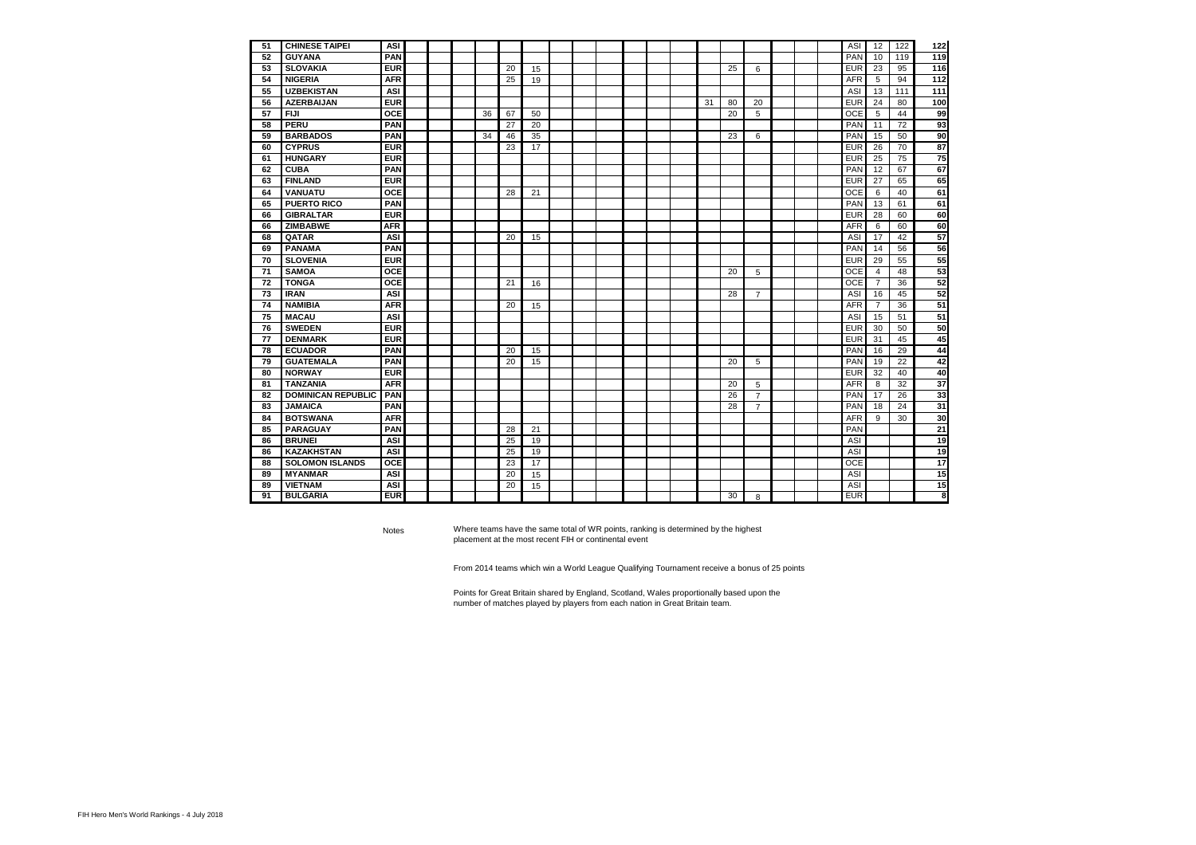| | | | | | | | | | | | | | | | | | | | | | | |
|---|---|---|---|---|---|---|---|---|---|---|---|---|---|---|---|---|---|---|---|---|---|---|---|
| 51 | CHINESE TAIPEI | ASI | | | | | | | | | | | | | | | | | | ASI | 12 | 122 | 122 |
| 52 | GUYANA | PAN | | | | | | | | | | | | | | | | | | PAN | 10 | 119 | 119 |
| 53 | SLOVAKIA | EUR | | | | | 20 | 15 | | | | | | | | 25 | 6 | | | EUR | 23 | 95 | 116 |
| 54 | NIGERIA | AFR | | | | | 25 | 19 | | | | | | | | | | | | AFR | 5 | 94 | 112 |
| 55 | UZBEKISTAN | ASI | | | | | | | | | | | | | | | | | | ASI | 13 | 111 | 111 |
| 56 | AZERBAIJAN | EUR | | | | | | | | | | | | | 31 | 80 | 20 | | | EUR | 24 | 80 | 100 |
| 57 | FIJI | OCE | | | | 36 | 67 | 50 | | | | | | | | 20 | 5 | | | OCE | 5 | 44 | 99 |
| 58 | PERU | PAN | | | | | 27 | 20 | | | | | | | | | | | | PAN | 11 | 72 | 93 |
| 59 | BARBADOS | PAN | | | | 34 | 46 | 35 | | | | | | | | 23 | 6 | | | PAN | 15 | 50 | 90 |
| 60 | CYPRUS | EUR | | | | | 23 | 17 | | | | | | | | | | | | EUR | 26 | 70 | 87 |
| 61 | HUNGARY | EUR | | | | | | | | | | | | | | | | | | EUR | 25 | 75 | 75 |
| 62 | CUBA | PAN | | | | | | | | | | | | | | | | | | PAN | 12 | 67 | 67 |
| 63 | FINLAND | EUR | | | | | | | | | | | | | | | | | | EUR | 27 | 65 | 65 |
| 64 | VANUATU | OCE | | | | | 28 | 21 | | | | | | | | | | | | OCE | 6 | 40 | 61 |
| 65 | PUERTO RICO | PAN | | | | | | | | | | | | | | | | | | PAN | 13 | 61 | 61 |
| 66 | GIBRALTAR | EUR | | | | | | | | | | | | | | | | | | EUR | 28 | 60 | 60 |
| 66 | ZIMBABWE | AFR | | | | | | | | | | | | | | | | | | AFR | 6 | 60 | 60 |
| 68 | QATAR | ASI | | | | | 20 | 15 | | | | | | | | | | | | ASI | 17 | 42 | 57 |
| 69 | PANAMA | PAN | | | | | | | | | | | | | | | | | | PAN | 14 | 56 | 56 |
| 70 | SLOVENIA | EUR | | | | | | | | | | | | | | | | | | EUR | 29 | 55 | 55 |
| 71 | SAMOA | OCE | | | | | | | | | | | | | | 20 | 5 | | | OCE | 4 | 48 | 53 |
| 72 | TONGA | OCE | | | | | 21 | 16 | | | | | | | | | | | | OCE | 7 | 36 | 52 |
| 73 | IRAN | ASI | | | | | | | | | | | | | | 28 | 7 | | | ASI | 16 | 45 | 52 |
| 74 | NAMIBIA | AFR | | | | | 20 | 15 | | | | | | | | | | | | AFR | 7 | 36 | 51 |
| 75 | MACAU | ASI | | | | | | | | | | | | | | | | | | ASI | 15 | 51 | 51 |
| 76 | SWEDEN | EUR | | | | | | | | | | | | | | | | | | EUR | 30 | 50 | 50 |
| 77 | DENMARK | EUR | | | | | | | | | | | | | | | | | | EUR | 31 | 45 | 45 |
| 78 | ECUADOR | PAN | | | | | 20 | 15 | | | | | | | | | | | | PAN | 16 | 29 | 44 |
| 79 | GUATEMALA | PAN | | | | | 20 | 15 | | | | | | | | 20 | 5 | | | PAN | 19 | 22 | 42 |
| 80 | NORWAY | EUR | | | | | | | | | | | | | | | | | | EUR | 32 | 40 | 40 |
| 81 | TANZANIA | AFR | | | | | | | | | | | | | | 20 | 5 | | | AFR | 8 | 32 | 37 |
| 82 | DOMINICAN REPUBLIC | PAN | | | | | | | | | | | | | | 26 | 7 | | | PAN | 17 | 26 | 33 |
| 83 | JAMAICA | PAN | | | | | | | | | | | | | | 28 | 7 | | | PAN | 18 | 24 | 31 |
| 84 | BOTSWANA | AFR | | | | | | | | | | | | | | | | | | AFR | 9 | 30 | 30 |
| 85 | PARAGUAY | PAN | | | | | 28 | 21 | | | | | | | | | | | | PAN | | | 21 |
| 86 | BRUNEI | ASI | | | | | 25 | 19 | | | | | | | | | | | | ASI | | | 19 |
| 86 | KAZAKHSTAN | ASI | | | | | 25 | 19 | | | | | | | | | | | | ASI | | | 19 |
| 88 | SOLOMON ISLANDS | OCE | | | | | 23 | 17 | | | | | | | | | | | | OCE | | | 17 |
| 89 | MYANMAR | ASI | | | | | 20 | 15 | | | | | | | | | | | | ASI | | | 15 |
| 89 | VIETNAM | ASI | | | | | 20 | 15 | | | | | | | | | | | | ASI | | | 15 |
| 91 | BULGARIA | EUR | | | | | | | | | | | | | | 30 | 8 | | | EUR | | | 8 |

Notes

Where teams have the same total of WR points, ranking is determined by the highest placement at the most recent FIH or continental event

From 2014 teams which win a World League Qualifying Tournament receive a bonus of 25 points

Points for Great Britain shared by England, Scotland, Wales proportionally based upon the number of matches played by players from each nation in Great Britain team.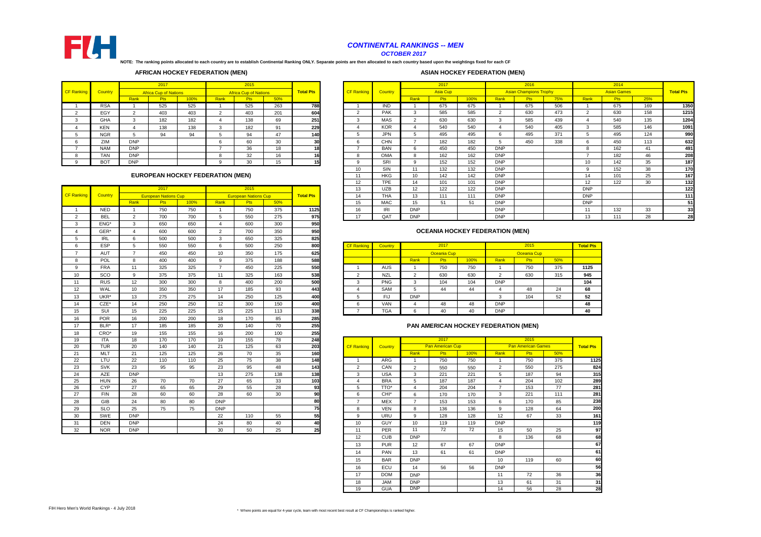FIH

# *CONTINENTAL RANKINGS -- MEN*

*OCTOBER 2017*

**NOTE: The ranking points allocated to each country are to establish Continental Ranking ONLY. Separate points are then allocated to each country based upon the weightings fixed for each CF**

## AFRICAN HOCKEY FEDERATION (MEN)

| CF Ranking | Country | 2017 Africa Cup of Nations | | | 2015 Africa Cup of Nations | | | Total Pts |
|---|---|---|---|---|---|---|---|---|
| | | Rank | Pts | 100% | Rank | Pts | 50% | |
| 1 | RSA | 1 | 525 | 525 | 1 | 525 | 263 | 788 |
| 2 | EGY | 2 | 403 | 403 | 2 | 403 | 201 | 604 |
| 3 | GHA | 3 | 182 | 182 | 4 | 138 | 69 | 251 |
| 4 | KEN | 4 | 138 | 138 | 3 | 182 | 91 | 229 |
| 5 | NGR | 5 | 94 | 94 | 5 | 94 | 47 | 140 |
| 6 | ZIM | DNP | | | 6 | 60 | 30 | 30 |
| 7 | NAM | DNP | | | 7 | 36 | 18 | 18 |
| 8 | TAN | DNP | | | 8 | 32 | 16 | 16 |
| 9 | BOT | DNP | | | 9 | 30 | 15 | 15 |

## EUROPEAN HOCKEY FEDERATION (MEN)

| CF Ranking | Country | 2017 European Nations Cup | | | 2015 European Nations Cup | | | Total Pts |
|---|---|---|---|---|---|---|---|---|
| | | Rank | Pts | 100% | Rank | Pts | 50% | |
| 1 | NED | 1 | 750 | 750 | 1 | 750 | 375 | 1125 |
| 2 | BEL | 2 | 700 | 700 | 5 | 550 | 275 | 975 |
| 3 | ENG* | 3 | 650 | 650 | 4 | 600 | 300 | 950 |
| 4 | GER* | 4 | 600 | 600 | 2 | 700 | 350 | 950 |
| 5 | IRL | 6 | 500 | 500 | 3 | 650 | 325 | 825 |
| 6 | ESP | 5 | 550 | 550 | 6 | 500 | 250 | 800 |
| 7 | AUT | 7 | 450 | 450 | 10 | 350 | 175 | 625 |
| 8 | POL | 8 | 400 | 400 | 9 | 375 | 188 | 588 |
| 9 | FRA | 11 | 325 | 325 | 7 | 450 | 225 | 550 |
| 10 | SCO | 9 | 375 | 375 | 11 | 325 | 163 | 538 |
| 11 | RUS | 12 | 300 | 300 | 8 | 400 | 200 | 500 |
| 12 | WAL | 10 | 350 | 350 | 17 | 185 | 93 | 443 |
| 13 | UKR* | 13 | 275 | 275 | 14 | 250 | 125 | 400 |
| 14 | CZE* | 14 | 250 | 250 | 12 | 300 | 150 | 400 |
| 15 | SUI | 15 | 225 | 225 | 15 | 225 | 113 | 338 |
| 16 | POR | 16 | 200 | 200 | 18 | 170 | 85 | 285 |
| 17 | BLR* | 17 | 185 | 185 | 20 | 140 | 70 | 255 |
| 18 | CRO* | 19 | 155 | 155 | 16 | 200 | 100 | 255 |
| 19 | ITA | 18 | 170 | 170 | 19 | 155 | 78 | 248 |
| 20 | TUR | 20 | 140 | 140 | 21 | 125 | 63 | 203 |
| 21 | MLT | 21 | 125 | 125 | 26 | 70 | 35 | 160 |
| 22 | LTU | 22 | 110 | 110 | 25 | 75 | 38 | 148 |
| 23 | SVK | 23 | 95 | 95 | 23 | 95 | 48 | 143 |
| 24 | AZE | DNP | | | 13 | 275 | 138 | 138 |
| 25 | HUN | 26 | 70 | 70 | 27 | 65 | 33 | 103 |
| 26 | CYP | 27 | 65 | 65 | 29 | 55 | 28 | 93 |
| 27 | FIN | 28 | 60 | 60 | 28 | 60 | 30 | 90 |
| 28 | GIB | 24 | 80 | 80 | DNP | | | 80 |
| 29 | SLO | 25 | 75 | 75 | DNP | | | 75 |
| 30 | SWE | DNP | | | 22 | 110 | 55 | 55 |
| 31 | DEN | DNP | | | 24 | 80 | 40 | 40 |
| 32 | NOR | DNP | | | 30 | 50 | 25 | 25 |

## ASIAN HOCKEY FEDERATION (MEN)

| CF Ranking | Country | 2017 Asia Cup | | | 2016 Asian Champions Trophy | | | 2014 Asian Games | | | Total Pts |
|---|---|---|---|---|---|---|---|---|---|---|---|
| | | Rank | Pts | 100% | Rank | Pts | 75% | Rank | Pts | 25% | |
| 1 | IND | 1 | 675 | 675 | 1 | 675 | 506 | 1 | 675 | 169 | 1350 |
| 2 | PAK | 3 | 585 | 585 | 2 | 630 | 473 | 2 | 630 | 158 | 1215 |
| 3 | MAS | 2 | 630 | 630 | 3 | 585 | 439 | 4 | 540 | 135 | 1204 |
| 4 | KOR | 4 | 540 | 540 | 4 | 540 | 405 | 3 | 585 | 146 | 1091 |
| 5 | JPN | 5 | 495 | 495 | 6 | 495 | 371 | 5 | 495 | 124 | 990 |
| 6 | CHN | 7 | 182 | 182 | 5 | 450 | 338 | 6 | 450 | 113 | 632 |
| 7 | BAN | 6 | 450 | 450 | DNP | | | 8 | 162 | 41 | 491 |
| 8 | OMA | 8 | 162 | 162 | DNP | | | 7 | 182 | 46 | 208 |
| 9 | SRI | 9 | 152 | 152 | DNP | | | 10 | 142 | 35 | 187 |
| 10 | SIN | 11 | 132 | 132 | DNP | | | 9 | 152 | 38 | 170 |
| 11 | HKG | 10 | 142 | 142 | DNP | | | 14 | 101 | 25 | 167 |
| 12 | TPE | 14 | 101 | 101 | DNP | | | 12 | 122 | 30 | 132 |
| 13 | UZB | 12 | 122 | 122 | DNP | | | DNP | | | 122 |
| 14 | THA | 13 | 111 | 111 | DNP | | | DNP | | | 111 |
| 15 | MAC | 15 | 51 | 51 | DNP | | | DNP | | | 51 |
| 16 | IRI | DNP | | | DNP | | | 11 | 132 | 33 | 33 |
| 17 | QAT | DNP | | | DNP | | | 13 | 111 | 28 | 28 |

## OCEANIA HOCKEY FEDERATION (MEN)

| CF Ranking | Country | 2017 Oceania Cup | | | 2015 Oceania Cup | | | Total Pts |
|---|---|---|---|---|---|---|---|---|
| | | Rank | Pts | 100% | Rank | Pts | 50% | |
| 1 | AUS | 1 | 750 | 750 | 1 | 750 | 375 | 1125 |
| 2 | NZL | 2 | 630 | 630 | 2 | 630 | 315 | 945 |
| 3 | PNG | 3 | 104 | 104 | DNP | | | 104 |
| 4 | SAM | 5 | 44 | 44 | 4 | 48 | 24 | 68 |
| 5 | FIJ | DNP | | | 3 | 104 | 52 | 52 |
| 6 | VAN | 4 | 48 | 48 | DNP | | | 48 |
| 7 | TGA | 6 | 40 | 40 | DNP | | | 40 |

## PAN AMERICAN HOCKEY FEDERATION (MEN)

| CF Ranking | Country | 2017 Pan American Cup | | | 2015 Pan American Games | | | Total Pts |
|---|---|---|---|---|---|---|---|---|
| | | Rank | Pts | 100% | Rank | Pts | 50% | |
| 1 | ARG | 1 | 750 | 750 | 1 | 750 | 375 | 1125 |
| 2 | CAN | 2 | 550 | 550 | 2 | 550 | 275 | 824 |
| 3 | USA | 3 | 221 | 221 | 5 | 187 | 94 | 315 |
| 4 | BRA | 5 | 187 | 187 | 4 | 204 | 102 | 289 |
| 5 | TTO* | 4 | 204 | 204 | 7 | 153 | 77 | 281 |
| 6 | CHI* | 6 | 170 | 170 | 3 | 221 | 111 | 281 |
| 7 | MEX | 7 | 153 | 153 | 6 | 170 | 85 | 238 |
| 8 | VEN | 8 | 136 | 136 | 9 | 128 | 64 | 200 |
| 9 | URU | 9 | 128 | 128 | 12 | 67 | 33 | 161 |
| 10 | GUY | 10 | 119 | 119 | DNP | | | 119 |
| 11 | PER | 11 | 72 | 72 | 15 | 50 | 25 | 97 |
| 12 | CUB | DNP | | | 8 | 136 | 68 | 68 |
| 13 | PUR | 12 | 67 | 67 | DNP | | | 67 |
| 14 | PAN | 13 | 61 | 61 | DNP | | | 61 |
| 15 | BAR | DNP | | | 10 | 119 | 60 | 60 |
| 16 | ECU | 14 | 56 | 56 | DNP | | | 56 |
| 17 | DOM | DNP | | | 11 | 72 | 36 | 36 |
| 18 | JAM | DNP | | | 13 | 61 | 31 | 31 |
| 19 | GUA | DNP | | | 14 | 56 | 28 | 28 |

\* Where points are equal for 4-year cycle, team with most recent best result at CF Championships is ranked higher.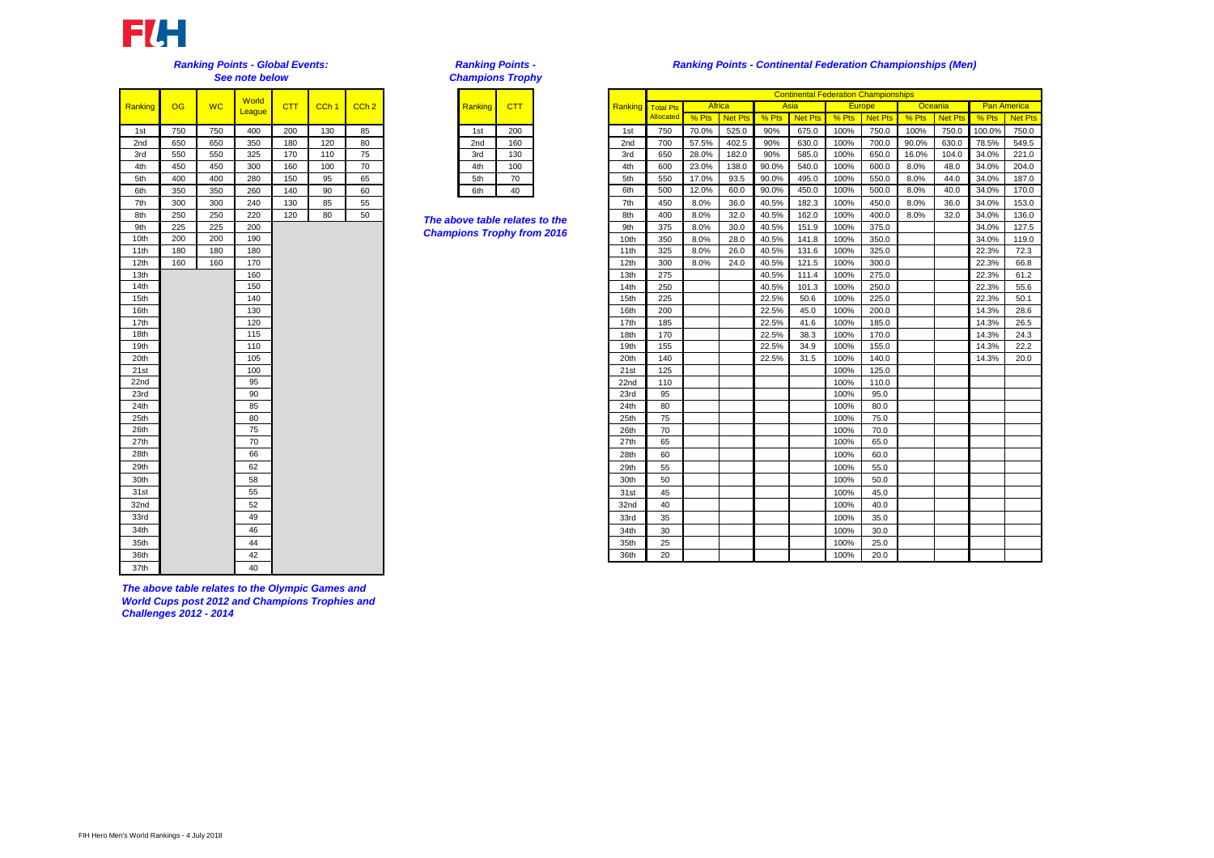### *Ranking Points - Global Events: See note below*

| Ranking | OG | WC | World League | CTT | CCh 1 | CCh 2 |
|---|---|---|---|---|---|---|
| 1st | 750 | 750 | 400 | 200 | 130 | 85 |
| 2nd | 650 | 650 | 350 | 180 | 120 | 80 |
| 3rd | 550 | 550 | 325 | 170 | 110 | 75 |
| 4th | 450 | 450 | 300 | 160 | 100 | 70 |
| 5th | 400 | 400 | 280 | 150 | 95 | 65 |
| 6th | 350 | 350 | 260 | 140 | 90 | 60 |
| 7th | 300 | 300 | 240 | 130 | 85 | 55 |
| 8th | 250 | 250 | 220 | 120 | 80 | 50 |
| 9th | 225 | 225 | 200 | | | |
| 10th | 200 | 200 | 190 | | | |
| 11th | 180 | 180 | 180 | | | |
| 12th | 160 | 160 | 170 | | | |
| 13th | | | 160 | | | |
| 14th | | | 150 | | | |
| 15th | | | 140 | | | |
| 16th | | | 130 | | | |
| 17th | | | 120 | | | |
| 18th | | | 115 | | | |
| 19th | | | 110 | | | |
| 20th | | | 105 | | | |
| 21st | | | 100 | | | |
| 22nd | | | 95 | | | |
| 23rd | | | 90 | | | |
| 24th | | | 85 | | | |
| 25th | | | 80 | | | |
| 26th | | | 75 | | | |
| 27th | | | 70 | | | |
| 28th | | | 66 | | | |
| 29th | | | 62 | | | |
| 30th | | | 58 | | | |
| 31st | | | 55 | | | |
| 32nd | | | 52 | | | |
| 33rd | | | 49 | | | |
| 34th | | | 46 | | | |
| 35th | | | 44 | | | |
| 36th | | | 42 | | | |
| 37th | | | 40 | | | |

***The above table relates to the Olympic Games and World Cups post 2012 and Champions Trophies and Challenges 2012 - 2014***

### *Ranking Points - Champions Trophy*

| Ranking | CTT |
|---|---|
| 1st | 200 |
| 2nd | 160 |
| 3rd | 130 |
| 4th | 100 |
| 5th | 70 |
| 6th | 40 |

***The above table relates to the Champions Trophy from 2016***

### *Ranking Points - Continental Federation Championships (Men)*

| Ranking | Continental Federation Championships | | | | | | | | | | |
|---|---|---|---|---|---|---|---|---|---|---|---|
| | Total Pts Allocated | Africa | | Asia | | Europe | | Oceania | | Pan America | |
| | | % Pts | Net Pts | % Pts | Net Pts | % Pts | Net Pts | % Pts | Net Pts | % Pts | Net Pts |
| 1st | 750 | 70.0% | 525.0 | 90% | 675.0 | 100% | 750.0 | 100% | 750.0 | 100.0% | 750.0 |
| 2nd | 700 | 57.5% | 402.5 | 90% | 630.0 | 100% | 700.0 | 90.0% | 630.0 | 78.5% | 549.5 |
| 3rd | 650 | 28.0% | 182.0 | 90% | 585.0 | 100% | 650.0 | 16.0% | 104.0 | 34.0% | 221.0 |
| 4th | 600 | 23.0% | 138.0 | 90.0% | 540.0 | 100% | 600.0 | 8.0% | 48.0 | 34.0% | 204.0 |
| 5th | 550 | 17.0% | 93.5 | 90.0% | 495.0 | 100% | 550.0 | 8.0% | 44.0 | 34.0% | 187.0 |
| 6th | 500 | 12.0% | 60.0 | 90.0% | 450.0 | 100% | 500.0 | 8.0% | 40.0 | 34.0% | 170.0 |
| 7th | 450 | 8.0% | 36.0 | 40.5% | 182.3 | 100% | 450.0 | 8.0% | 36.0 | 34.0% | 153.0 |
| 8th | 400 | 8.0% | 32.0 | 40.5% | 162.0 | 100% | 400.0 | 8.0% | 32.0 | 34.0% | 136.0 |
| 9th | 375 | 8.0% | 30.0 | 40.5% | 151.9 | 100% | 375.0 | | | 34.0% | 127.5 |
| 10th | 350 | 8.0% | 28.0 | 40.5% | 141.8 | 100% | 350.0 | | | 34.0% | 119.0 |
| 11th | 325 | 8.0% | 26.0 | 40.5% | 131.6 | 100% | 325.0 | | | 22.3% | 72.3 |
| 12th | 300 | 8.0% | 24.0 | 40.5% | 121.5 | 100% | 300.0 | | | 22.3% | 66.8 |
| 13th | 275 | | | 40.5% | 111.4 | 100% | 275.0 | | | 22.3% | 61.2 |
| 14th | 250 | | | 40.5% | 101.3 | 100% | 250.0 | | | 22.3% | 55.6 |
| 15th | 225 | | | 22.5% | 50.6 | 100% | 225.0 | | | 22.3% | 50.1 |
| 16th | 200 | | | 22.5% | 45.0 | 100% | 200.0 | | | 14.3% | 28.6 |
| 17th | 185 | | | 22.5% | 41.6 | 100% | 185.0 | | | 14.3% | 26.5 |
| 18th | 170 | | | 22.5% | 38.3 | 100% | 170.0 | | | 14.3% | 24.3 |
| 19th | 155 | | | 22.5% | 34.9 | 100% | 155.0 | | | 14.3% | 22.2 |
| 20th | 140 | | | 22.5% | 31.5 | 100% | 140.0 | | | 14.3% | 20.0 |
| 21st | 125 | | | | | 100% | 125.0 | | | | |
| 22nd | 110 | | | | | 100% | 110.0 | | | | |
| 23rd | 95 | | | | | 100% | 95.0 | | | | |
| 24th | 80 | | | | | 100% | 80.0 | | | | |
| 25th | 75 | | | | | 100% | 75.0 | | | | |
| 26th | 70 | | | | | 100% | 70.0 | | | | |
| 27th | 65 | | | | | 100% | 65.0 | | | | |
| 28th | 60 | | | | | 100% | 60.0 | | | | |
| 29th | 55 | | | | | 100% | 55.0 | | | | |
| 30th | 50 | | | | | 100% | 50.0 | | | | |
| 31st | 45 | | | | | 100% | 45.0 | | | | |
| 32nd | 40 | | | | | 100% | 40.0 | | | | |
| 33rd | 35 | | | | | 100% | 35.0 | | | | |
| 34th | 30 | | | | | 100% | 30.0 | | | | |
| 35th | 25 | | | | | 100% | 25.0 | | | | |
| 36th | 20 | | | | | 100% | 20.0 | | | | |